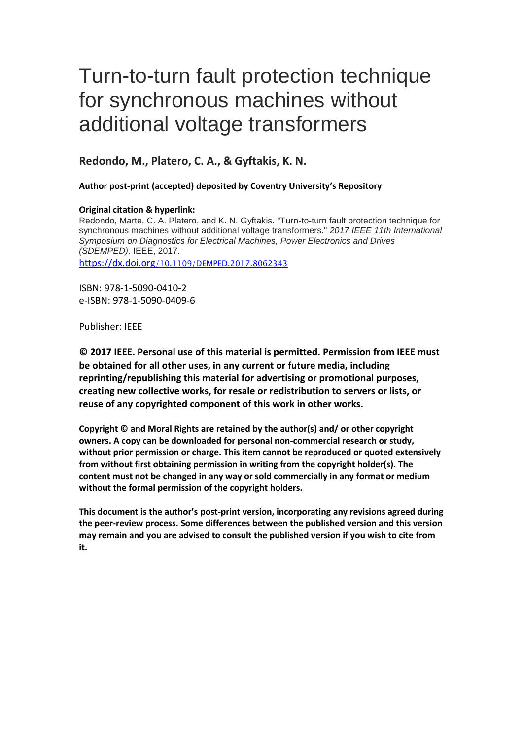# Turn-to-turn fault protection technique for synchronous machines without additional voltage transformers

**Redondo, M., Platero, C. A., & Gyftakis, K. N.**

**Author post-print (accepted) deposited by Coventry University's Repository**

**Original citation & hyperlink:**

Redondo, Marte, C. A. Platero, and K. N. Gyftakis. "Turn-to-turn fault protection technique for synchronous machines without additional voltage transformers." *2017 IEEE 11th International Symposium on Diagnostics for Electrical Machines, Power Electronics and Drives (SDEMPED)*. IEEE, 2017.

https://dx.doi.org/10.1109/DEMPED.2017.8062343

ISBN: 978-1-5090-0410-2
e-ISBN: 978-1-5090-0409-6

Publisher: IEEE

**© 2017 IEEE. Personal use of this material is permitted. Permission from IEEE must be obtained for all other uses, in any current or future media, including reprinting/republishing this material for advertising or promotional purposes, creating new collective works, for resale or redistribution to servers or lists, or reuse of any copyrighted component of this work in other works.**

**Copyright © and Moral Rights are retained by the author(s) and/ or other copyright owners. A copy can be downloaded for personal non-commercial research or study, without prior permission or charge. This item cannot be reproduced or quoted extensively from without first obtaining permission in writing from the copyright holder(s). The content must not be changed in any way or sold commercially in any format or medium without the formal permission of the copyright holders.**

**This document is the author's post-print version, incorporating any revisions agreed during the peer-review process. Some differences between the published version and this version may remain and you are advised to consult the published version if you wish to cite from it.**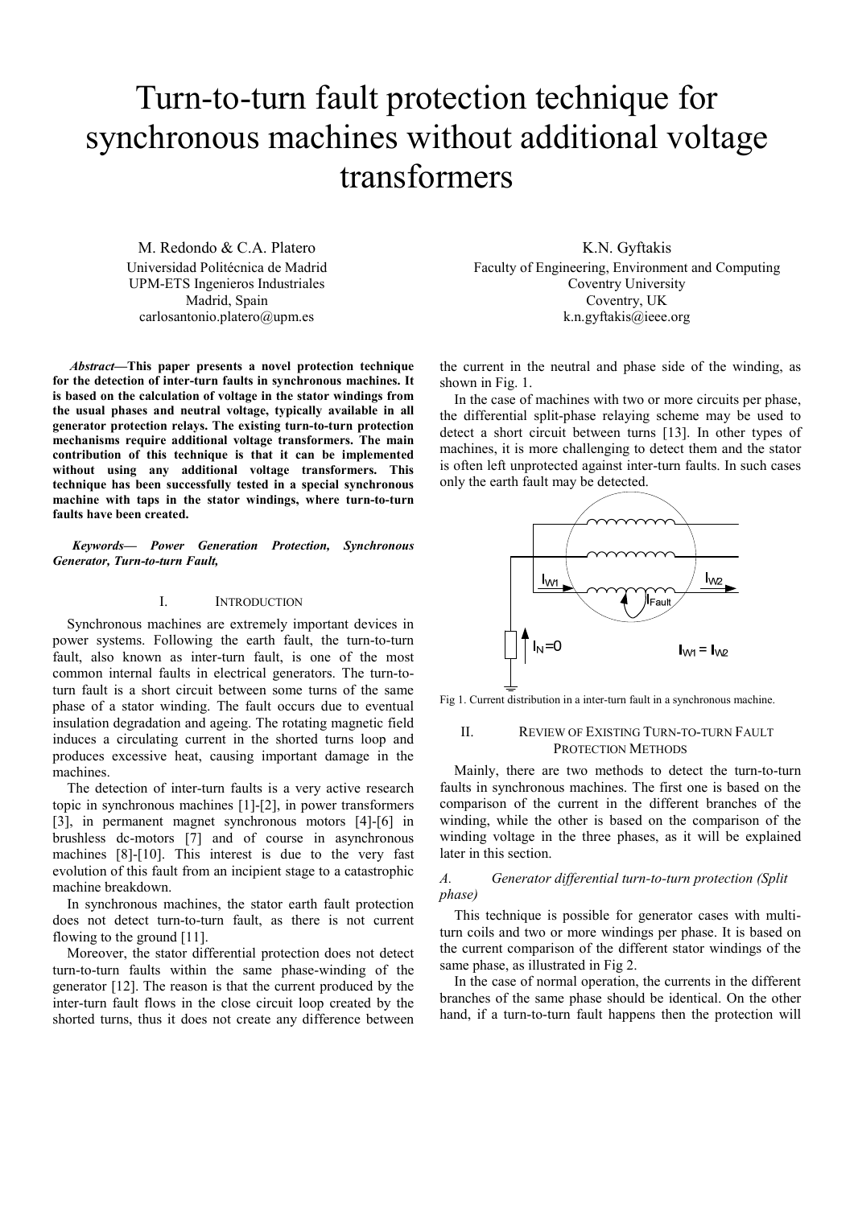# Turn-to-turn fault protection technique for synchronous machines without additional voltage transformers

M. Redondo & C.A. Platero
Universidad Politécnica de Madrid
UPM-ETS Ingenieros Industriales
Madrid, Spain
carlosantonio.platero@upm.es

K.N. Gyftakis
Faculty of Engineering, Environment and Computing
Coventry University
Coventry, UK
k.n.gyftakis@ieee.org

***Abstract*—This paper presents a novel protection technique for the detection of inter-turn faults in synchronous machines. It is based on the calculation of voltage in the stator windings from the usual phases and neutral voltage, typically available in all generator protection relays. The existing turn-to-turn protection mechanisms require additional voltage transformers. The main contribution of this technique is that it can be implemented without using any additional voltage transformers. This technique has been successfully tested in a special synchronous machine with taps in the stator windings, where turn-to-turn faults have been created.**

***Keywords— Power Generation Protection, Synchronous Generator, Turn-to-turn Fault,***

## I. Introduction

Synchronous machines are extremely important devices in power systems. Following the earth fault, the turn-to-turn fault, also known as inter-turn fault, is one of the most common internal faults in electrical generators. The turn-to-turn fault is a short circuit between some turns of the same phase of a stator winding. The fault occurs due to eventual insulation degradation and ageing. The rotating magnetic field induces a circulating current in the shorted turns loop and produces excessive heat, causing important damage in the machines.

The detection of inter-turn faults is a very active research topic in synchronous machines [1]-[2], in power transformers [3], in permanent magnet synchronous motors [4]-[6] in brushless dc-motors [7] and of course in asynchronous machines [8]-[10]. This interest is due to the very fast evolution of this fault from an incipient stage to a catastrophic machine breakdown.

In synchronous machines, the stator earth fault protection does not detect turn-to-turn fault, as there is not current flowing to the ground [11].

Moreover, the stator differential protection does not detect turn-to-turn faults within the same phase-winding of the generator [12]. The reason is that the current produced by the inter-turn fault flows in the close circuit loop created by the shorted turns, thus it does not create any difference between the current in the neutral and phase side of the winding, as shown in Fig. 1.

In the case of machines with two or more circuits per phase, the differential split-phase relaying scheme may be used to detect a short circuit between turns [13]. In other types of machines, it is more challenging to detect them and the stator is often left unprotected against inter-turn faults. In such cases only the earth fault may be detected.

Fig 1. Current distribution in a inter-turn fault in a synchronous machine.

## II. Review of Existing Turn-to-turn Fault Protection Methods

Mainly, there are two methods to detect the turn-to-turn faults in synchronous machines. The first one is based on the comparison of the current in the different branches of the winding, while the other is based on the comparison of the winding voltage in the three phases, as it will be explained later in this section.

### *A. Generator differential turn-to-turn protection (Split phase)*

This technique is possible for generator cases with multi-turn coils and two or more windings per phase. It is based on the current comparison of the different stator windings of the same phase, as illustrated in Fig 2.

In the case of normal operation, the currents in the different branches of the same phase should be identical. On the other hand, if a turn-to-turn fault happens then the protection will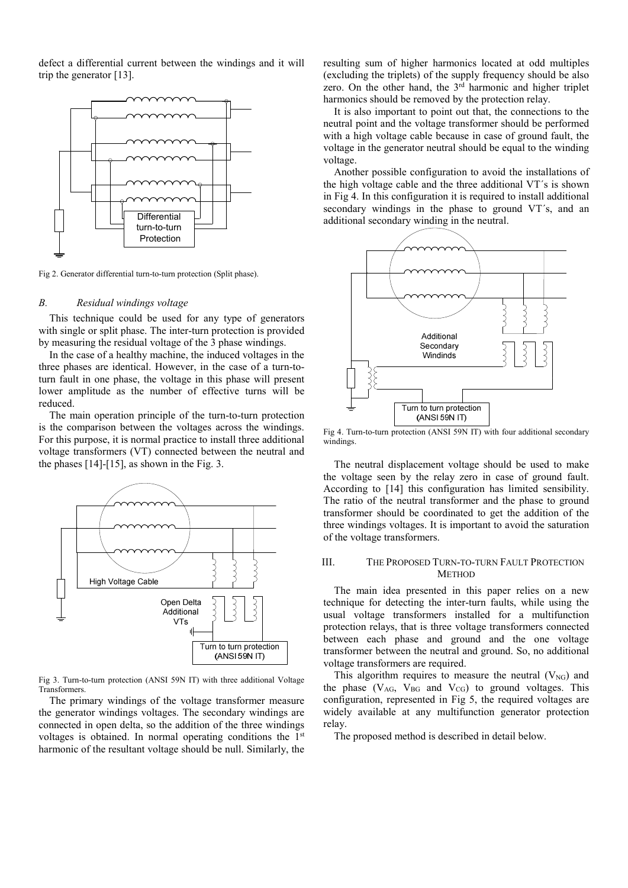defect a differential current between the windings and it will trip the generator [13].

Fig 2. Generator differential turn-to-turn protection (Split phase).

### *B. Residual windings voltage*

This technique could be used for any type of generators with single or split phase. The inter-turn protection is provided by measuring the residual voltage of the 3 phase windings.

In the case of a healthy machine, the induced voltages in the three phases are identical. However, in the case of a turn-to-turn fault in one phase, the voltage in this phase will present lower amplitude as the number of effective turns will be reduced.

The main operation principle of the turn-to-turn protection is the comparison between the voltages across the windings. For this purpose, it is normal practice to install three additional voltage transformers (VT) connected between the neutral and the phases [14]-[15], as shown in the Fig. 3.

Fig 3. Turn-to-turn protection (ANSI 59N IT) with three additional Voltage Transformers.

The primary windings of the voltage transformer measure the generator windings voltages. The secondary windings are connected in open delta, so the addition of the three windings voltages is obtained. In normal operating conditions the 1st harmonic of the resultant voltage should be null. Similarly, the resulting sum of higher harmonics located at odd multiples (excluding the triplets) of the supply frequency should be also zero. On the other hand, the 3rd harmonic and higher triplet harmonics should be removed by the protection relay.

It is also important to point out that, the connections to the neutral point and the voltage transformer should be performed with a high voltage cable because in case of ground fault, the voltage in the generator neutral should be equal to the winding voltage.

Another possible configuration to avoid the installations of the high voltage cable and the three additional VT´s is shown in Fig 4. In this configuration it is required to install additional secondary windings in the phase to ground VT´s, and an additional secondary winding in the neutral.

Fig 4. Turn-to-turn protection (ANSI 59N IT) with four additional secondary windings.

The neutral displacement voltage should be used to make the voltage seen by the relay zero in case of ground fault. According to [14] this configuration has limited sensibility. The ratio of the neutral transformer and the phase to ground transformer should be coordinated to get the addition of the three windings voltages. It is important to avoid the saturation of the voltage transformers.

## III. The Proposed Turn-to-turn Fault Protection Method

The main idea presented in this paper relies on a new technique for detecting the inter-turn faults, while using the usual voltage transformers installed for a multifunction protection relays, that is three voltage transformers connected between each phase and ground and the one voltage transformer between the neutral and ground. So, no additional voltage transformers are required.

This algorithm requires to measure the neutral ($V_{NG}$) and the phase ($V_{AG}$, $V_{BG}$ and $V_{CG}$) to ground voltages. This configuration, represented in Fig 5, the required voltages are widely available at any multifunction generator protection relay.

The proposed method is described in detail below.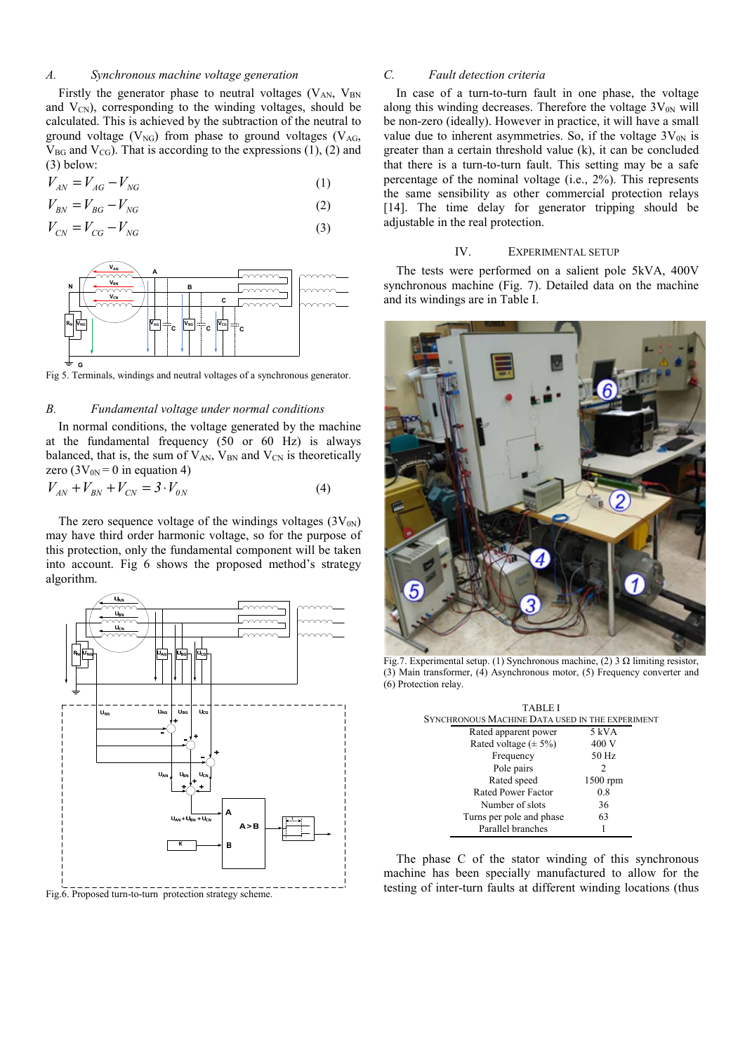### A. Synchronous machine voltage generation

Firstly the generator phase to neutral voltages ($V_{AN}$, $V_{BN}$ and $V_{CN}$), corresponding to the winding voltages, should be calculated. This is achieved by the subtraction of the neutral to ground voltage ($V_{NG}$) from phase to ground voltages ($V_{AG}$, $V_{BG}$ and $V_{CG}$). That is according to the expressions (1), (2) and (3) below:

$$V_{AN} = V_{AG} - V_{NG} \tag{1}$$

$$V_{BN} = V_{BG} - V_{NG} \tag{2}$$

$$V_{CN} = V_{CG} - V_{NG} \tag{3}$$

Fig 5. Terminals, windings and neutral voltages of a synchronous generator.

### B. Fundamental voltage under normal conditions

In normal conditions, the voltage generated by the machine at the fundamental frequency (50 or 60 Hz) is always balanced, that is, the sum of $V_{AN}$, $V_{BN}$ and $V_{CN}$ is theoretically zero ($3V_{0N} = 0$ in equation 4)

$$V_{AN} + V_{BN} + V_{CN} = 3 \cdot V_{0N} \tag{4}$$

The zero sequence voltage of the windings voltages ($3V_{0N}$) may have third order harmonic voltage, so for the purpose of this protection, only the fundamental component will be taken into account. Fig 6 shows the proposed method's strategy algorithm.

Fig.6. Proposed turn-to-turn protection strategy scheme.

### C. Fault detection criteria

In case of a turn-to-turn fault in one phase, the voltage along this winding decreases. Therefore the voltage $3V_{0N}$ will be non-zero (ideally). However in practice, it will have a small value due to inherent asymmetries. So, if the voltage $3V_{0N}$ is greater than a certain threshold value (k), it can be concluded that there is a turn-to-turn fault. This setting may be a safe percentage of the nominal voltage (i.e., 2%). This represents the same sensibility as other commercial protection relays [14]. The time delay for generator tripping should be adjustable in the real protection.

## IV. Experimental Setup

The tests were performed on a salient pole 5kVA, 400V synchronous machine (Fig. 7). Detailed data on the machine and its windings are in Table I.

Fig.7. Experimental setup. (1) Synchronous machine, (2) 3 Ω limiting resistor, (3) Main transformer, (4) Asynchronous motor, (5) Frequency converter and (6) Protection relay.

TABLE I
SYNCHRONOUS MACHINE DATA USED IN THE EXPERIMENT

| | |
|---|---|
| Rated apparent power | 5 kVA |
| Rated voltage (± 5%) | 400 V |
| Frequency | 50 Hz |
| Pole pairs | 2 |
| Rated speed | 1500 rpm |
| Rated Power Factor | 0.8 |
| Number of slots | 36 |
| Turns per pole and phase | 63 |
| Parallel branches | 1 |

The phase C of the stator winding of this synchronous machine has been specially manufactured to allow for the testing of inter-turn faults at different winding locations (thus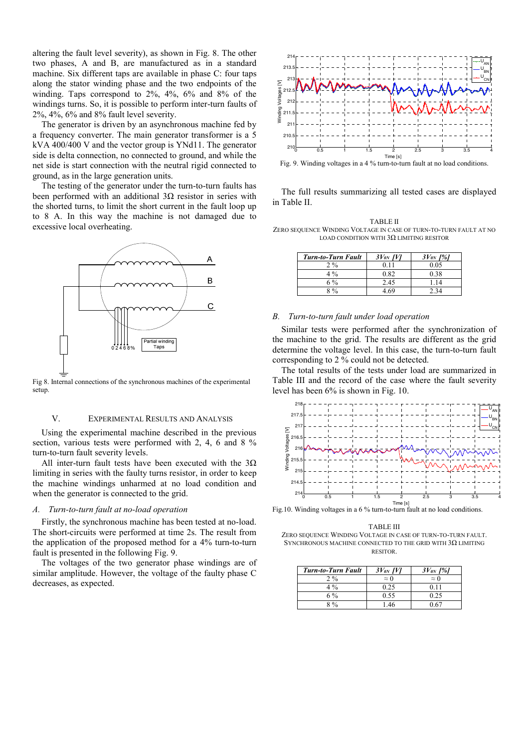altering the fault level severity), as shown in Fig. 8. The other two phases, A and B, are manufactured as in a standard machine. Six different taps are available in phase C: four taps along the stator winding phase and the two endpoints of the winding. Taps correspond to 2%, 4%, 6% and 8% of the windings turns. So, it is possible to perform inter-turn faults of 2%, 4%, 6% and 8% fault level severity.

The generator is driven by an asynchronous machine fed by a frequency converter. The main generator transformer is a 5 kVA 400/400 V and the vector group is YNd11. The generator side is delta connection, no connected to ground, and while the net side is start connection with the neutral rigid connected to ground, as in the large generation units.

The testing of the generator under the turn-to-turn faults has been performed with an additional 3Ω resistor in series with the shorted turns, to limit the short current in the fault loop up to 8 A. In this way the machine is not damaged due to excessive local overheating.

Fig 8. Internal connections of the synchronous machines of the experimental setup.

## V. EXPERIMENTAL RESULTS AND ANALYSIS

Using the experimental machine described in the previous section, various tests were performed with 2, 4, 6 and 8 % turn-to-turn fault severity levels.

All inter-turn fault tests have been executed with the 3Ω limiting in series with the faulty turns resistor, in order to keep the machine windings unharmed at no load condition and when the generator is connected to the grid.

### *A. Turn-to-turn fault at no-load operation*

Firstly, the synchronous machine has been tested at no-load. The short-circuits were performed at time 2s. The result from the application of the proposed method for a 4% turn-to-turn fault is presented in the following Fig. 9.

The voltages of the two generator phase windings are of similar amplitude. However, the voltage of the faulty phase C decreases, as expected.

Fig. 9. Winding voltages in a 4 % turn-to-turn fault at no load conditions.

The full results summarizing all tested cases are displayed in Table II.

TABLE II
ZERO SEQUENCE WINDING VOLTAGE IN CASE OF TURN-TO-TURN FAULT AT NO LOAD CONDITION WITH 3Ω LIMITING RESITOR

| *Turn-to-Turn Fault* | *$3V_{0N}$ [V]* | *$3V_{0N}$ [%]* |
|---|---|---|
| 2 % | 0.11 | 0.05 |
| 4 % | 0.82 | 0.38 |
| 6 % | 2.45 | 1.14 |
| 8 % | 4.69 | 2.34 |

### *B. Turn-to-turn fault under load operation*

Similar tests were performed after the synchronization of the machine to the grid. The results are different as the grid determine the voltage level. In this case, the turn-to-turn fault corresponding to 2 % could not be detected.

The total results of the tests under load are summarized in Table III and the record of the case where the fault severity level has been 6% is shown in Fig. 10.

Fig.10. Winding voltages in a 6 % turn-to-turn fault at no load conditions.

TABLE III
ZERO SEQUENCE WINDING VOLTAGE IN CASE OF TURN-TO-TURN FAULT. SYNCHRONOUS MACHINE CONNECTED TO THE GRID WITH 3Ω LIMITING RESITOR.

| *Turn-to-Turn Fault* | *$3V_{0N}$ [V]* | *$3V_{0N}$ [%]* |
|---|---|---|
| 2 % | ≈ 0 | ≈ 0 |
| 4 % | 0.25 | 0.11 |
| 6 % | 0.55 | 0.25 |
| 8 % | 1.46 | 0.67 |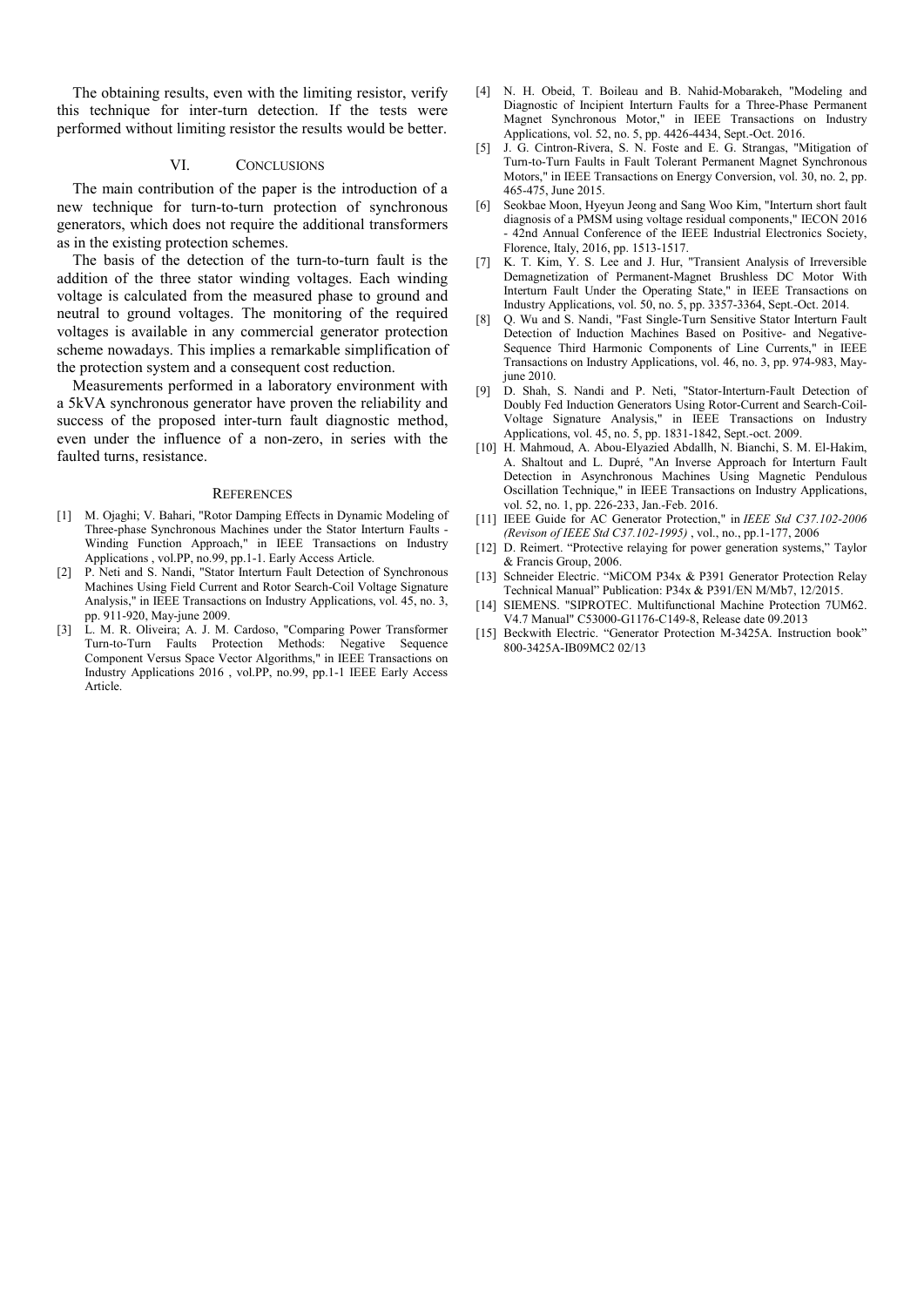The obtaining results, even with the limiting resistor, verify this technique for inter-turn detection. If the tests were performed without limiting resistor the results would be better.

## VI. Conclusions

The main contribution of the paper is the introduction of a new technique for turn-to-turn protection of synchronous generators, which does not require the additional transformers as in the existing protection schemes.

The basis of the detection of the turn-to-turn fault is the addition of the three stator winding voltages. Each winding voltage is calculated from the measured phase to ground and neutral to ground voltages. The monitoring of the required voltages is available in any commercial generator protection scheme nowadays. This implies a remarkable simplification of the protection system and a consequent cost reduction.

Measurements performed in a laboratory environment with a 5kVA synchronous generator have proven the reliability and success of the proposed inter-turn fault diagnostic method, even under the influence of a non-zero, in series with the faulted turns, resistance.

## References

[1] M. Ojaghi; V. Bahari, "Rotor Damping Effects in Dynamic Modeling of Three-phase Synchronous Machines under the Stator Interturn Faults - Winding Function Approach," in IEEE Transactions on Industry Applications , vol.PP, no.99, pp.1-1. Early Access Article.

[2] P. Neti and S. Nandi, "Stator Interturn Fault Detection of Synchronous Machines Using Field Current and Rotor Search-Coil Voltage Signature Analysis," in IEEE Transactions on Industry Applications, vol. 45, no. 3, pp. 911-920, May-june 2009.

[3] L. M. R. Oliveira; A. J. M. Cardoso, "Comparing Power Transformer Turn-to-Turn Faults Protection Methods: Negative Sequence Component Versus Space Vector Algorithms," in IEEE Transactions on Industry Applications 2016 , vol.PP, no.99, pp.1-1 IEEE Early Access Article.

[4] N. H. Obeid, T. Boileau and B. Nahid-Mobarakeh, "Modeling and Diagnostic of Incipient Interturn Faults for a Three-Phase Permanent Magnet Synchronous Motor," in IEEE Transactions on Industry Applications, vol. 52, no. 5, pp. 4426-4434, Sept.-Oct. 2016.

[5] J. G. Cintron-Rivera, S. N. Foste and E. G. Strangas, "Mitigation of Turn-to-Turn Faults in Fault Tolerant Permanent Magnet Synchronous Motors," in IEEE Transactions on Energy Conversion, vol. 30, no. 2, pp. 465-475, June 2015.

[6] Seokbae Moon, Hyeyun Jeong and Sang Woo Kim, "Interturn short fault diagnosis of a PMSM using voltage residual components," IECON 2016 - 42nd Annual Conference of the IEEE Industrial Electronics Society, Florence, Italy, 2016, pp. 1513-1517.

[7] K. T. Kim, Y. S. Lee and J. Hur, "Transient Analysis of Irreversible Demagnetization of Permanent-Magnet Brushless DC Motor With Interturn Fault Under the Operating State," in IEEE Transactions on Industry Applications, vol. 50, no. 5, pp. 3357-3364, Sept.-Oct. 2014.

[8] Q. Wu and S. Nandi, "Fast Single-Turn Sensitive Stator Interturn Fault Detection of Induction Machines Based on Positive- and Negative-Sequence Third Harmonic Components of Line Currents," in IEEE Transactions on Industry Applications, vol. 46, no. 3, pp. 974-983, May-june 2010.

[9] D. Shah, S. Nandi and P. Neti, "Stator-Interturn-Fault Detection of Doubly Fed Induction Generators Using Rotor-Current and Search-Coil-Voltage Signature Analysis," in IEEE Transactions on Industry Applications, vol. 45, no. 5, pp. 1831-1842, Sept.-oct. 2009.

[10] H. Mahmoud, A. Abou-Elyazied Abdallh, N. Bianchi, S. M. El-Hakim, A. Shaltout and L. Dupré, "An Inverse Approach for Interturn Fault Detection in Asynchronous Machines Using Magnetic Pendulous Oscillation Technique," in IEEE Transactions on Industry Applications, vol. 52, no. 1, pp. 226-233, Jan.-Feb. 2016.

[11] IEEE Guide for AC Generator Protection," in *IEEE Std C37.102-2006 (Revison of IEEE Std C37.102-1995)* , vol., no., pp.1-177, 2006

[12] D. Reimert. "Protective relaying for power generation systems," Taylor & Francis Group, 2006.

[13] Schneider Electric. "MiCOM P34x & P391 Generator Protection Relay Technical Manual" Publication: P34x & P391/EN M/Mb7, 12/2015.

[14] SIEMENS. "SIPROTEC. Multifunctional Machine Protection 7UM62. V4.7 Manual" C53000-G1176-C149-8, Release date 09.2013

[15] Beckwith Electric. "Generator Protection M-3425A. Instruction book" 800-3425A-IB09MC2 02/13